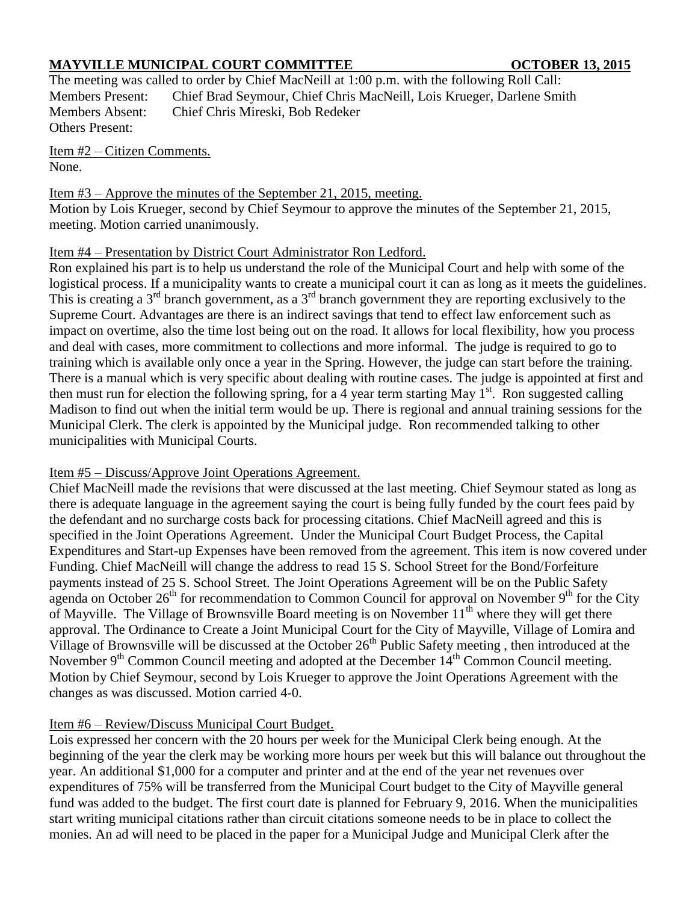**MAYVILLE MUNICIPAL COURT COMMITTEE OCTOBER 13, 2015**

The meeting was called to order by Chief MacNeill at 1:00 p.m. with the following Roll Call:

Members Present: Chief Brad Seymour, Chief Chris MacNeill, Lois Krueger, Darlene Smith
Members Absent: Chief Chris Mireski, Bob Redeker
Others Present:

Item #2 – Citizen Comments.
None.

Item #3 – Approve the minutes of the September 21, 2015, meeting.
Motion by Lois Krueger, second by Chief Seymour to approve the minutes of the September 21, 2015, meeting. Motion carried unanimously.

Item #4 – Presentation by District Court Administrator Ron Ledford.
Ron explained his part is to help us understand the role of the Municipal Court and help with some of the logistical process. If a municipality wants to create a municipal court it can as long as it meets the guidelines. This is creating a 3rd branch government, as a 3rd branch government they are reporting exclusively to the Supreme Court. Advantages are there is an indirect savings that tend to effect law enforcement such as impact on overtime, also the time lost being out on the road. It allows for local flexibility, how you process and deal with cases, more commitment to collections and more informal. The judge is required to go to training which is available only once a year in the Spring. However, the judge can start before the training. There is a manual which is very specific about dealing with routine cases. The judge is appointed at first and then must run for election the following spring, for a 4 year term starting May 1st. Ron suggested calling Madison to find out when the initial term would be up. There is regional and annual training sessions for the Municipal Clerk. The clerk is appointed by the Municipal judge. Ron recommended talking to other municipalities with Municipal Courts.

Item #5 – Discuss/Approve Joint Operations Agreement.
Chief MacNeill made the revisions that were discussed at the last meeting. Chief Seymour stated as long as there is adequate language in the agreement saying the court is being fully funded by the court fees paid by the defendant and no surcharge costs back for processing citations. Chief MacNeill agreed and this is specified in the Joint Operations Agreement. Under the Municipal Court Budget Process, the Capital Expenditures and Start-up Expenses have been removed from the agreement. This item is now covered under Funding. Chief MacNeill will change the address to read 15 S. School Street for the Bond/Forfeiture payments instead of 25 S. School Street. The Joint Operations Agreement will be on the Public Safety agenda on October 26th for recommendation to Common Council for approval on November 9th for the City of Mayville. The Village of Brownsville Board meeting is on November 11th where they will get there approval. The Ordinance to Create a Joint Municipal Court for the City of Mayville, Village of Lomira and Village of Brownsville will be discussed at the October 26th Public Safety meeting , then introduced at the November 9th Common Council meeting and adopted at the December 14th Common Council meeting. Motion by Chief Seymour, second by Lois Krueger to approve the Joint Operations Agreement with the changes as was discussed. Motion carried 4-0.

Item #6 – Review/Discuss Municipal Court Budget.
Lois expressed her concern with the 20 hours per week for the Municipal Clerk being enough. At the beginning of the year the clerk may be working more hours per week but this will balance out throughout the year. An additional $1,000 for a computer and printer and at the end of the year net revenues over expenditures of 75% will be transferred from the Municipal Court budget to the City of Mayville general fund was added to the budget. The first court date is planned for February 9, 2016. When the municipalities start writing municipal citations rather than circuit citations someone needs to be in place to collect the monies. An ad will need to be placed in the paper for a Municipal Judge and Municipal Clerk after the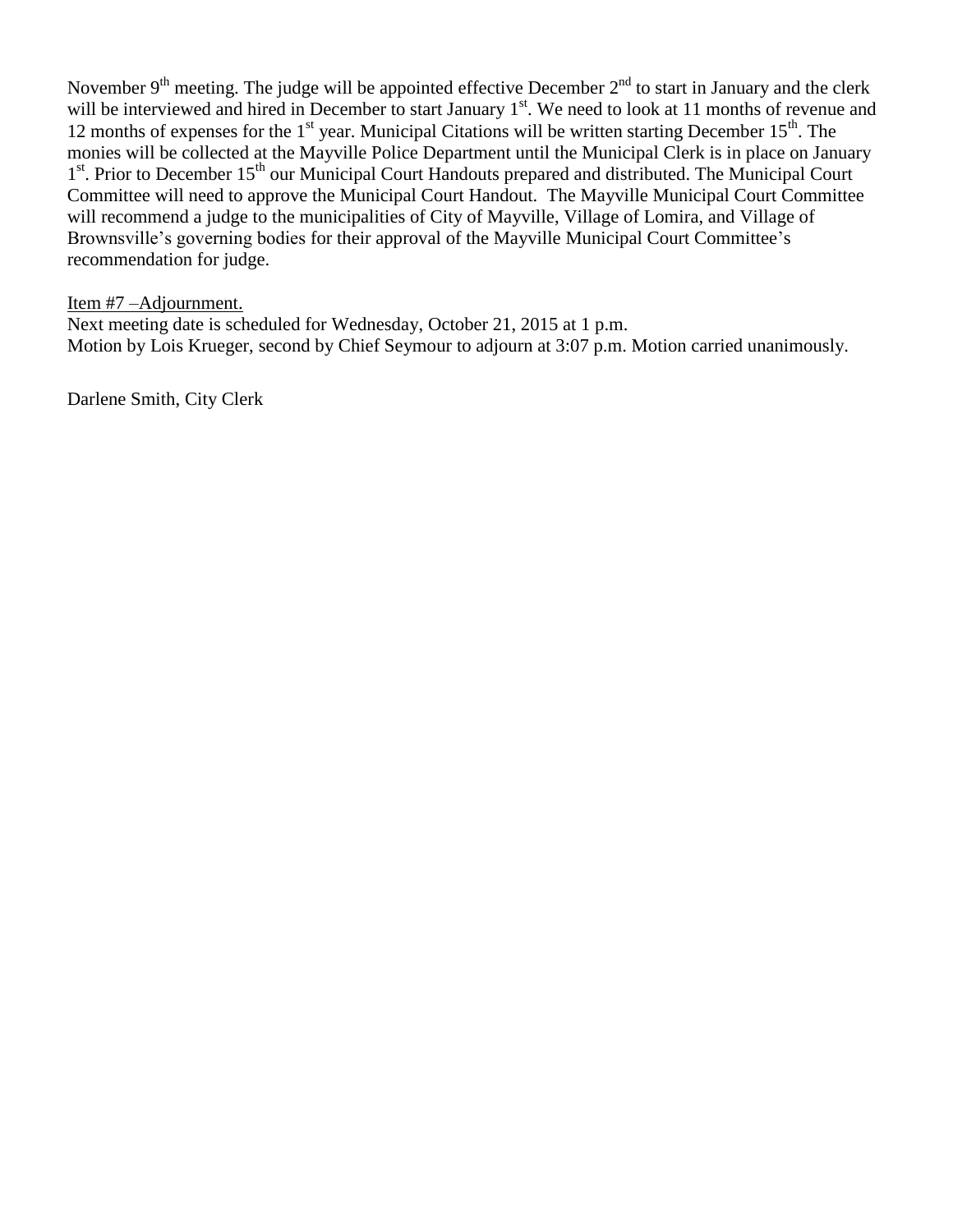November 9th meeting. The judge will be appointed effective December 2nd to start in January and the clerk will be interviewed and hired in December to start January 1st. We need to look at 11 months of revenue and 12 months of expenses for the 1st year. Municipal Citations will be written starting December 15th. The monies will be collected at the Mayville Police Department until the Municipal Clerk is in place on January 1st. Prior to December 15th our Municipal Court Handouts prepared and distributed. The Municipal Court Committee will need to approve the Municipal Court Handout. The Mayville Municipal Court Committee will recommend a judge to the municipalities of City of Mayville, Village of Lomira, and Village of Brownsville's governing bodies for their approval of the Mayville Municipal Court Committee's recommendation for judge.

<u>Item #7 –Adjournment.</u>

Next meeting date is scheduled for Wednesday, October 21, 2015 at 1 p.m.

Motion by Lois Krueger, second by Chief Seymour to adjourn at 3:07 p.m. Motion carried unanimously.

Darlene Smith, City Clerk